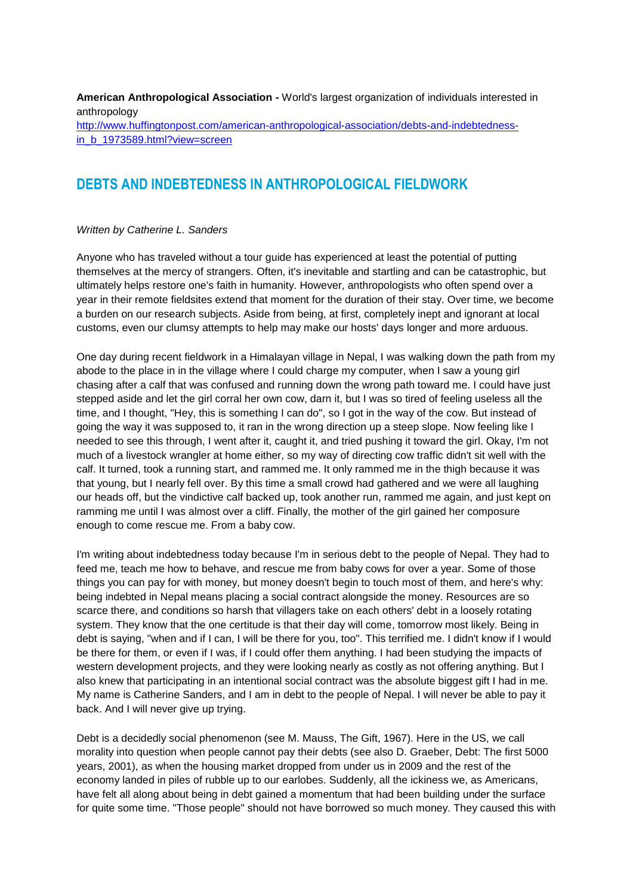**American Anthropological Association -** World's largest organization of individuals interested in anthropology

[http://www.huffingtonpost.com/american-anthropological-association/debts-and-indebtedness-in_b_1973589.html?view=screen](http://www.huffingtonpost.com/american-anthropological-association/debts-and-indebtedness-in_b_1973589.html?view=screen)

## DEBTS AND INDEBTEDNESS IN ANTHROPOLOGICAL FIELDWORK

*Written by Catherine L. Sanders*

Anyone who has traveled without a tour guide has experienced at least the potential of putting themselves at the mercy of strangers. Often, it's inevitable and startling and can be catastrophic, but ultimately helps restore one's faith in humanity. However, anthropologists who often spend over a year in their remote fieldsites extend that moment for the duration of their stay. Over time, we become a burden on our research subjects. Aside from being, at first, completely inept and ignorant at local customs, even our clumsy attempts to help may make our hosts' days longer and more arduous.

One day during recent fieldwork in a Himalayan village in Nepal, I was walking down the path from my abode to the place in in the village where I could charge my computer, when I saw a young girl chasing after a calf that was confused and running down the wrong path toward me. I could have just stepped aside and let the girl corral her own cow, darn it, but I was so tired of feeling useless all the time, and I thought, "Hey, this is something I can do", so I got in the way of the cow. But instead of going the way it was supposed to, it ran in the wrong direction up a steep slope. Now feeling like I needed to see this through, I went after it, caught it, and tried pushing it toward the girl. Okay, I'm not much of a livestock wrangler at home either, so my way of directing cow traffic didn't sit well with the calf. It turned, took a running start, and rammed me. It only rammed me in the thigh because it was that young, but I nearly fell over. By this time a small crowd had gathered and we were all laughing our heads off, but the vindictive calf backed up, took another run, rammed me again, and just kept on ramming me until I was almost over a cliff. Finally, the mother of the girl gained her composure enough to come rescue me. From a baby cow.

I'm writing about indebtedness today because I'm in serious debt to the people of Nepal. They had to feed me, teach me how to behave, and rescue me from baby cows for over a year. Some of those things you can pay for with money, but money doesn't begin to touch most of them, and here's why: being indebted in Nepal means placing a social contract alongside the money. Resources are so scarce there, and conditions so harsh that villagers take on each others' debt in a loosely rotating system. They know that the one certitude is that their day will come, tomorrow most likely. Being in debt is saying, "when and if I can, I will be there for you, too". This terrified me. I didn't know if I would be there for them, or even if I was, if I could offer them anything. I had been studying the impacts of western development projects, and they were looking nearly as costly as not offering anything. But I also knew that participating in an intentional social contract was the absolute biggest gift I had in me. My name is Catherine Sanders, and I am in debt to the people of Nepal. I will never be able to pay it back. And I will never give up trying.

Debt is a decidedly social phenomenon (see M. Mauss, The Gift, 1967). Here in the US, we call morality into question when people cannot pay their debts (see also D. Graeber, Debt: The first 5000 years, 2001), as when the housing market dropped from under us in 2009 and the rest of the economy landed in piles of rubble up to our earlobes. Suddenly, all the ickiness we, as Americans, have felt all along about being in debt gained a momentum that had been building under the surface for quite some time. "Those people" should not have borrowed so much money. They caused this with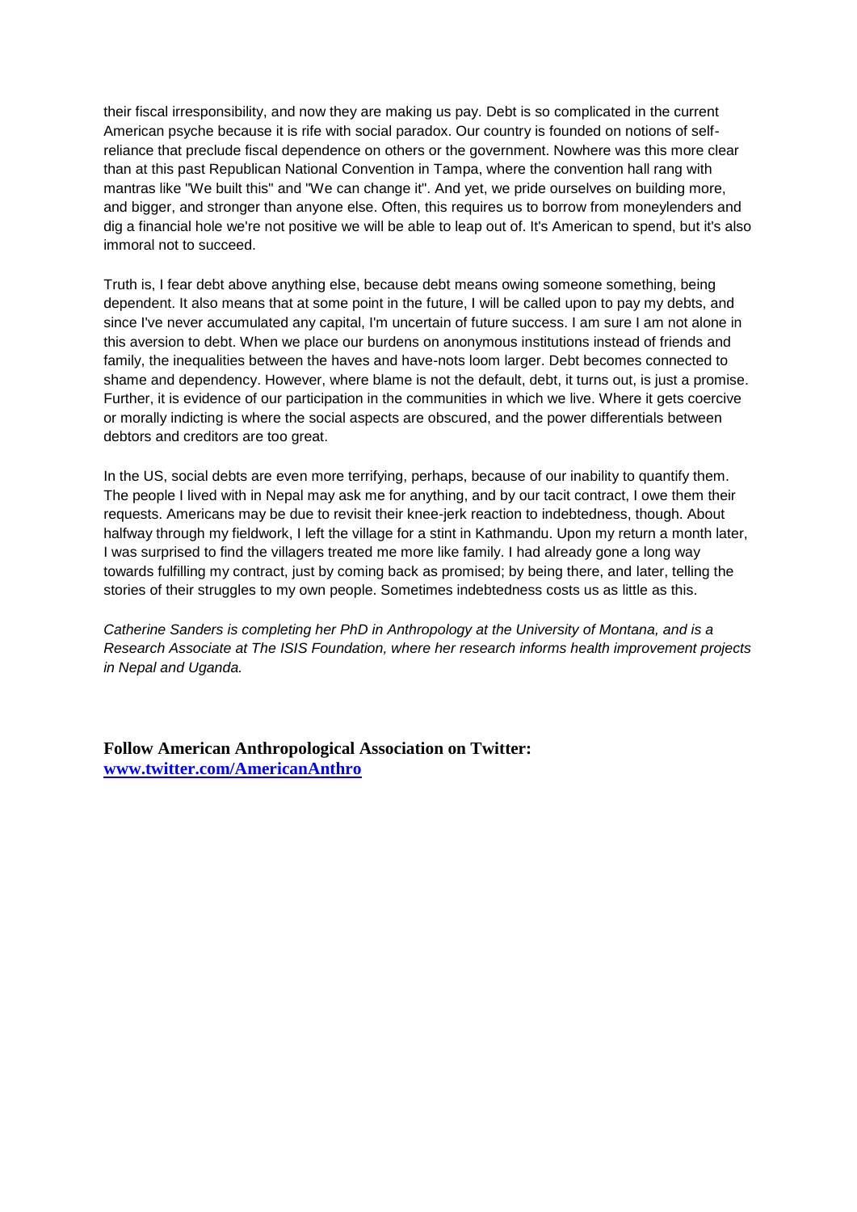their fiscal irresponsibility, and now they are making us pay. Debt is so complicated in the current American psyche because it is rife with social paradox. Our country is founded on notions of self-reliance that preclude fiscal dependence on others or the government. Nowhere was this more clear than at this past Republican National Convention in Tampa, where the convention hall rang with mantras like "We built this" and "We can change it". And yet, we pride ourselves on building more, and bigger, and stronger than anyone else. Often, this requires us to borrow from moneylenders and dig a financial hole we're not positive we will be able to leap out of. It's American to spend, but it's also immoral not to succeed.

Truth is, I fear debt above anything else, because debt means owing someone something, being dependent. It also means that at some point in the future, I will be called upon to pay my debts, and since I've never accumulated any capital, I'm uncertain of future success. I am sure I am not alone in this aversion to debt. When we place our burdens on anonymous institutions instead of friends and family, the inequalities between the haves and have-nots loom larger. Debt becomes connected to shame and dependency. However, where blame is not the default, debt, it turns out, is just a promise. Further, it is evidence of our participation in the communities in which we live. Where it gets coercive or morally indicting is where the social aspects are obscured, and the power differentials between debtors and creditors are too great.

In the US, social debts are even more terrifying, perhaps, because of our inability to quantify them. The people I lived with in Nepal may ask me for anything, and by our tacit contract, I owe them their requests. Americans may be due to revisit their knee-jerk reaction to indebtedness, though. About halfway through my fieldwork, I left the village for a stint in Kathmandu. Upon my return a month later, I was surprised to find the villagers treated me more like family. I had already gone a long way towards fulfilling my contract, just by coming back as promised; by being there, and later, telling the stories of their struggles to my own people. Sometimes indebtedness costs us as little as this.

*Catherine Sanders is completing her PhD in Anthropology at the University of Montana, and is a Research Associate at The ISIS Foundation, where her research informs health improvement projects in Nepal and Uganda.*

**Follow American Anthropological Association on Twitter:**
**[www.twitter.com/AmericanAnthro](www.twitter.com/AmericanAnthro)**